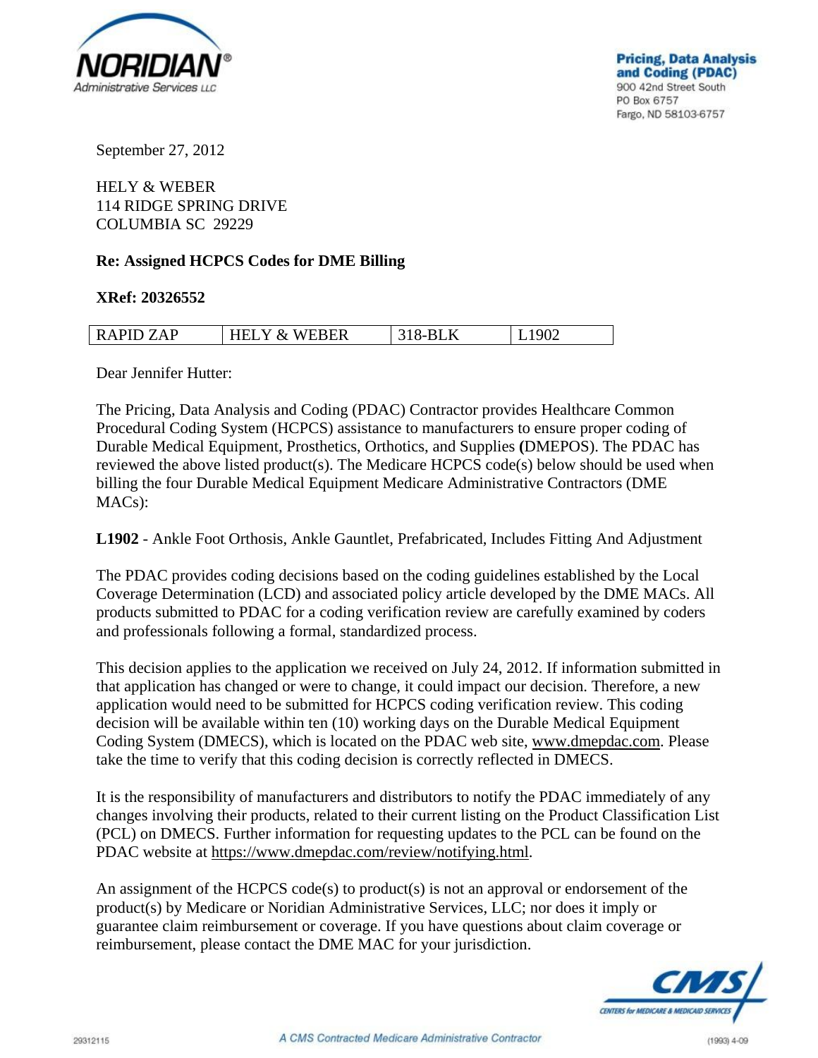NORIDIAN®
Administrative Services LLC

**Pricing, Data Analysis and Coding (PDAC)**
900 42nd Street South
PO Box 6757
Fargo, ND 58103-6757

September 27, 2012

HELY & WEBER
114 RIDGE SPRING DRIVE
COLUMBIA SC 29229

**Re: Assigned HCPCS Codes for DME Billing**

**XRef: 20326552**

| RAPID ZAP | HELY & WEBER | 318-BLK | L1902 |
|---|---|---|---|

Dear Jennifer Hutter:

The Pricing, Data Analysis and Coding (PDAC) Contractor provides Healthcare Common Procedural Coding System (HCPCS) assistance to manufacturers to ensure proper coding of Durable Medical Equipment, Prosthetics, Orthotics, and Supplies (DMEPOS). The PDAC has reviewed the above listed product(s). The Medicare HCPCS code(s) below should be used when billing the four Durable Medical Equipment Medicare Administrative Contractors (DME MACs):

**L1902** - Ankle Foot Orthosis, Ankle Gauntlet, Prefabricated, Includes Fitting And Adjustment

The PDAC provides coding decisions based on the coding guidelines established by the Local Coverage Determination (LCD) and associated policy article developed by the DME MACs. All products submitted to PDAC for a coding verification review are carefully examined by coders and professionals following a formal, standardized process.

This decision applies to the application we received on July 24, 2012. If information submitted in that application has changed or were to change, it could impact our decision. Therefore, a new application would need to be submitted for HCPCS coding verification review. This coding decision will be available within ten (10) working days on the Durable Medical Equipment Coding System (DMECS), which is located on the PDAC web site, www.dmepdac.com. Please take the time to verify that this coding decision is correctly reflected in DMECS.

It is the responsibility of manufacturers and distributors to notify the PDAC immediately of any changes involving their products, related to their current listing on the Product Classification List (PCL) on DMECS. Further information for requesting updates to the PCL can be found on the PDAC website at https://www.dmepdac.com/review/notifying.html.

An assignment of the HCPCS code(s) to product(s) is not an approval or endorsement of the product(s) by Medicare or Noridian Administrative Services, LLC; nor does it imply or guarantee claim reimbursement or coverage. If you have questions about claim coverage or reimbursement, please contact the DME MAC for your jurisdiction.

CMS
CENTERS for MEDICARE & MEDICAID SERVICES

29312115

A CMS Contracted Medicare Administrative Contractor

(1993) 4-09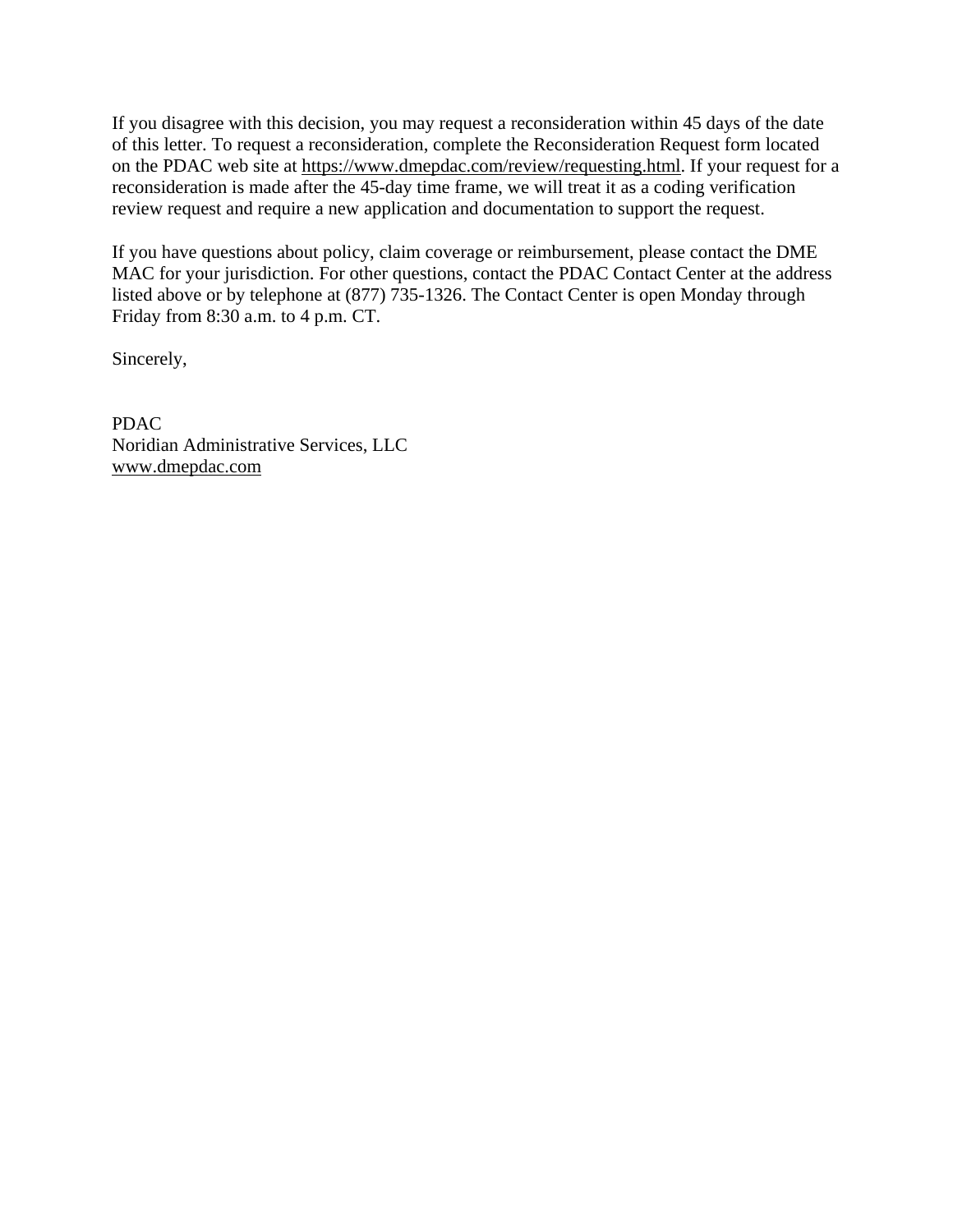If you disagree with this decision, you may request a reconsideration within 45 days of the date of this letter. To request a reconsideration, complete the Reconsideration Request form located on the PDAC web site at https://www.dmepdac.com/review/requesting.html. If your request for a reconsideration is made after the 45-day time frame, we will treat it as a coding verification review request and require a new application and documentation to support the request.

If you have questions about policy, claim coverage or reimbursement, please contact the DME MAC for your jurisdiction. For other questions, contact the PDAC Contact Center at the address listed above or by telephone at (877) 735-1326. The Contact Center is open Monday through Friday from 8:30 a.m. to 4 p.m. CT.

Sincerely,

PDAC  
Noridian Administrative Services, LLC  
www.dmepdac.com